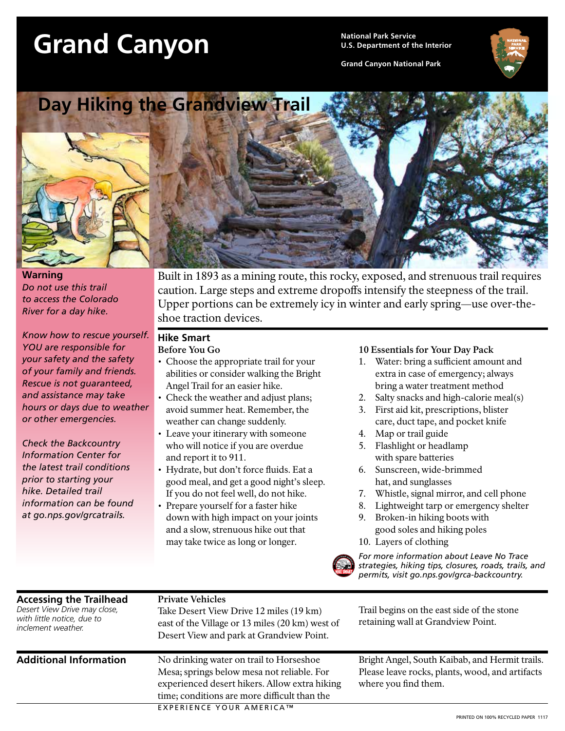# Grand Canyon

National Park Service
U.S. Department of the Interior

Grand Canyon National Park

## Day Hiking the Grandview Trail

**Warning**

*Do not use this trail to access the Colorado River for a day hike.*

*Know how to rescue yourself. YOU are responsible for your safety and the safety of your family and friends. Rescue is not guaranteed, and assistance may take hours or days due to weather or other emergencies.*

*Check the Backcountry Information Center for the latest trail conditions prior to starting your hike. Detailed trail information can be found at go.nps.gov/grcatrails.*

Built in 1893 as a mining route, this rocky, exposed, and strenuous trail requires caution. Large steps and extreme dropoffs intensify the steepness of the trail. Upper portions can be extremely icy in winter and early spring—use over-the-shoe traction devices.

### Hike Smart

**Before You Go**

- Choose the appropriate trail for your abilities or consider walking the Bright Angel Trail for an easier hike.
- Check the weather and adjust plans; avoid summer heat. Remember, the weather can change suddenly.
- Leave your itinerary with someone who will notice if you are overdue and report it to 911.
- Hydrate, but don't force fluids. Eat a good meal, and get a good night's sleep. If you do not feel well, do not hike.
- Prepare yourself for a faster hike down with high impact on your joints and a slow, strenuous hike out that may take twice as long or longer.

**10 Essentials for Your Day Pack**

1. Water: bring a sufficient amount and extra in case of emergency; always bring a water treatment method
2. Salty snacks and high-calorie meal(s)
3. First aid kit, prescriptions, blister care, duct tape, and pocket knife
4. Map or trail guide
5. Flashlight or headlamp with spare batteries
6. Sunscreen, wide-brimmed hat, and sunglasses
7. Whistle, signal mirror, and cell phone
8. Lightweight tarp or emergency shelter
9. Broken-in hiking boots with good soles and hiking poles
10. Layers of clothing

*For more information about Leave No Trace strategies, hiking tips, closures, roads, trails, and permits, visit go.nps.gov/grca-backcountry.*

### Accessing the Trailhead

*Desert View Drive may close, with little notice, due to inclement weather.*

**Private Vehicles**

Take Desert View Drive 12 miles (19 km) east of the Village or 13 miles (20 km) west of Desert View and park at Grandview Point.

Trail begins on the east side of the stone retaining wall at Grandview Point.

### Additional Information

No drinking water on trail to Horseshoe Mesa; springs below mesa not reliable. For experienced desert hikers. Allow extra hiking time; conditions are more difficult than the Bright Angel, South Kaibab, and Hermit trails. Please leave rocks, plants, wood, and artifacts where you find them.

EXPERIENCE YOUR AMERICA™

PRINTED ON 100% RECYCLED PAPER 1117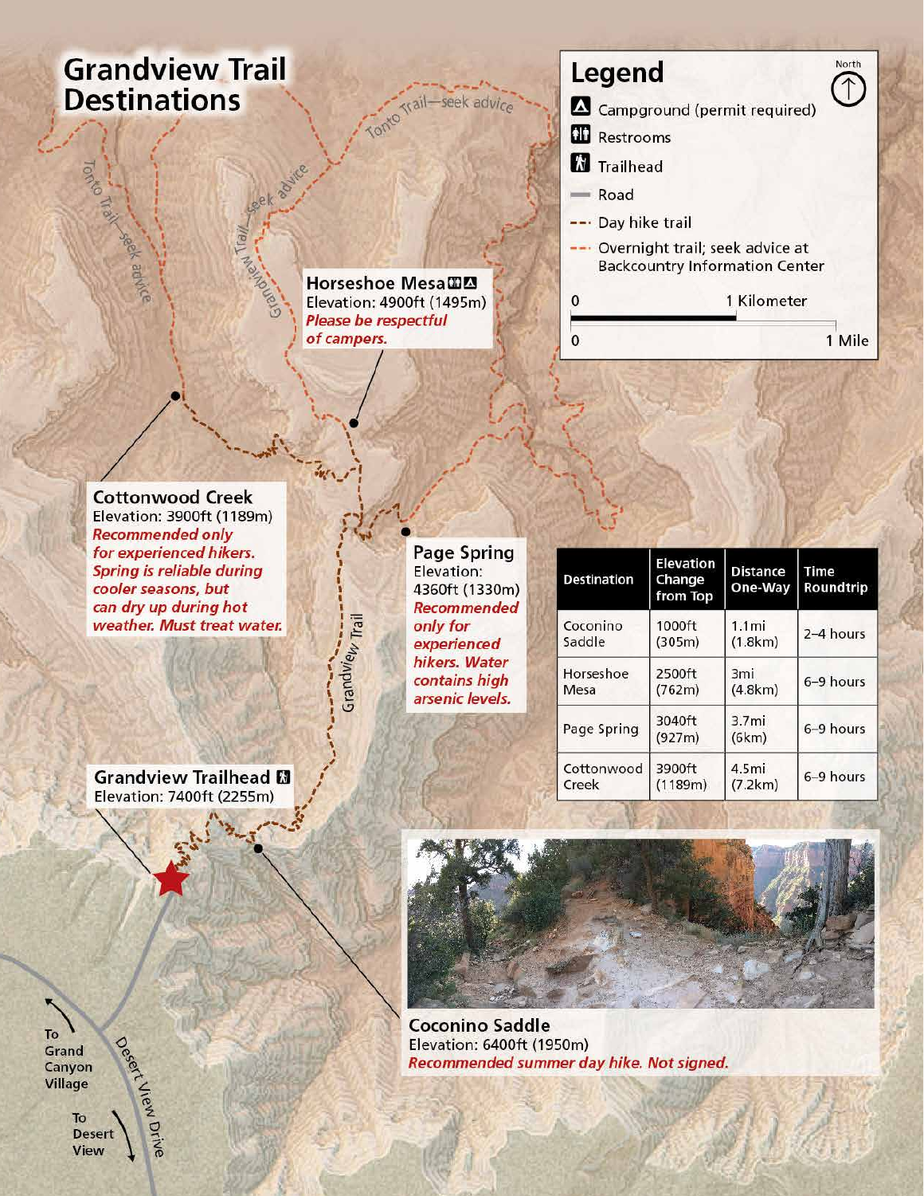# Grandview Trail Destinations

## Legend

North

- Campground (permit required)
- Restrooms
- Trailhead
- Road
- Day hike trail
- Overnight trail; seek advice at Backcountry Information Center

0 — 1 Kilometer

0 — 1 Mile

Tonto Trail—seek advice

Tonto Trail—seek advice

Grandview Trail—seek advice

Grandview Trail

**Horseshoe Mesa**
Elevation: 4900ft (1495m)
*Please be respectful of campers.*

**Cottonwood Creek**
Elevation: 3900ft (1189m)
*Recommended only for experienced hikers. Spring is reliable during cooler seasons, but can dry up during hot weather. Must treat water.*

**Page Spring**
Elevation: 4360ft (1330m)
*Recommended only for experienced hikers. Water contains high arsenic levels.*

**Grandview Trailhead**
Elevation: 7400ft (2255m)

| Destination | Elevation Change from Top | Distance One-Way | Time Roundtrip |
|---|---|---|---|
| Coconino Saddle | 1000ft (305m) | 1.1mi (1.8km) | 2–4 hours |
| Horseshoe Mesa | 2500ft (762m) | 3mi (4.8km) | 6–9 hours |
| Page Spring | 3040ft (927m) | 3.7mi (6km) | 6–9 hours |
| Cottonwood Creek | 3900ft (1189m) | 4.5mi (7.2km) | 6–9 hours |

**Coconino Saddle**
Elevation: 6400ft (1950m)
*Recommended summer day hike. Not signed.*

To Grand Canyon Village

To Desert View

Desert View Drive